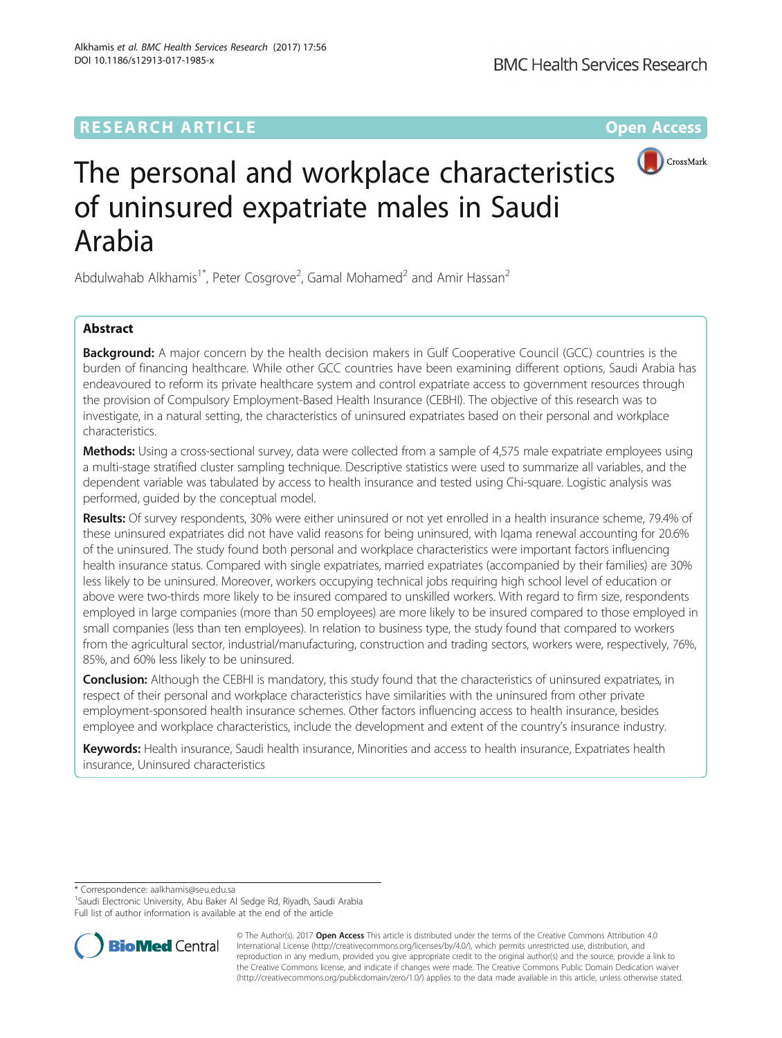RESEARCH ARTICLE

Open Access

# The personal and workplace characteristics of uninsured expatriate males in Saudi Arabia

Abdulwahab Alkhamis[1*], Peter Cosgrove[2], Gamal Mohamed[2] and Amir Hassan[2]

## Abstract

**Background:** A major concern by the health decision makers in Gulf Cooperative Council (GCC) countries is the burden of financing healthcare. While other GCC countries have been examining different options, Saudi Arabia has endeavoured to reform its private healthcare system and control expatriate access to government resources through the provision of Compulsory Employment-Based Health Insurance (CEBHI). The objective of this research was to investigate, in a natural setting, the characteristics of uninsured expatriates based on their personal and workplace characteristics.

**Methods:** Using a cross-sectional survey, data were collected from a sample of 4,575 male expatriate employees using a multi-stage stratified cluster sampling technique. Descriptive statistics were used to summarize all variables, and the dependent variable was tabulated by access to health insurance and tested using Chi-square. Logistic analysis was performed, guided by the conceptual model.

**Results:** Of survey respondents, 30% were either uninsured or not yet enrolled in a health insurance scheme, 79.4% of these uninsured expatriates did not have valid reasons for being uninsured, with Iqama renewal accounting for 20.6% of the uninsured. The study found both personal and workplace characteristics were important factors influencing health insurance status. Compared with single expatriates, married expatriates (accompanied by their families) are 30% less likely to be uninsured. Moreover, workers occupying technical jobs requiring high school level of education or above were two-thirds more likely to be insured compared to unskilled workers. With regard to firm size, respondents employed in large companies (more than 50 employees) are more likely to be insured compared to those employed in small companies (less than ten employees). In relation to business type, the study found that compared to workers from the agricultural sector, industrial/manufacturing, construction and trading sectors, workers were, respectively, 76%, 85%, and 60% less likely to be uninsured.

**Conclusion:** Although the CEBHI is mandatory, this study found that the characteristics of uninsured expatriates, in respect of their personal and workplace characteristics have similarities with the uninsured from other private employment-sponsored health insurance schemes. Other factors influencing access to health insurance, besides employee and workplace characteristics, include the development and extent of the country's insurance industry.

**Keywords:** Health insurance, Saudi health insurance, Minorities and access to health insurance, Expatriates health insurance, Uninsured characteristics

---

* Correspondence: aalkhamis@seu.edu.sa
[1]Saudi Electronic University, Abu Baker Al Sedge Rd, Riyadh, Saudi Arabia
Full list of author information is available at the end of the article

© The Author(s). 2017 **Open Access** This article is distributed under the terms of the Creative Commons Attribution 4.0 International License (http://creativecommons.org/licenses/by/4.0/), which permits unrestricted use, distribution, and reproduction in any medium, provided you give appropriate credit to the original author(s) and the source, provide a link to the Creative Commons license, and indicate if changes were made. The Creative Commons Public Domain Dedication waiver (http://creativecommons.org/publicdomain/zero/1.0/) applies to the data made available in this article, unless otherwise stated.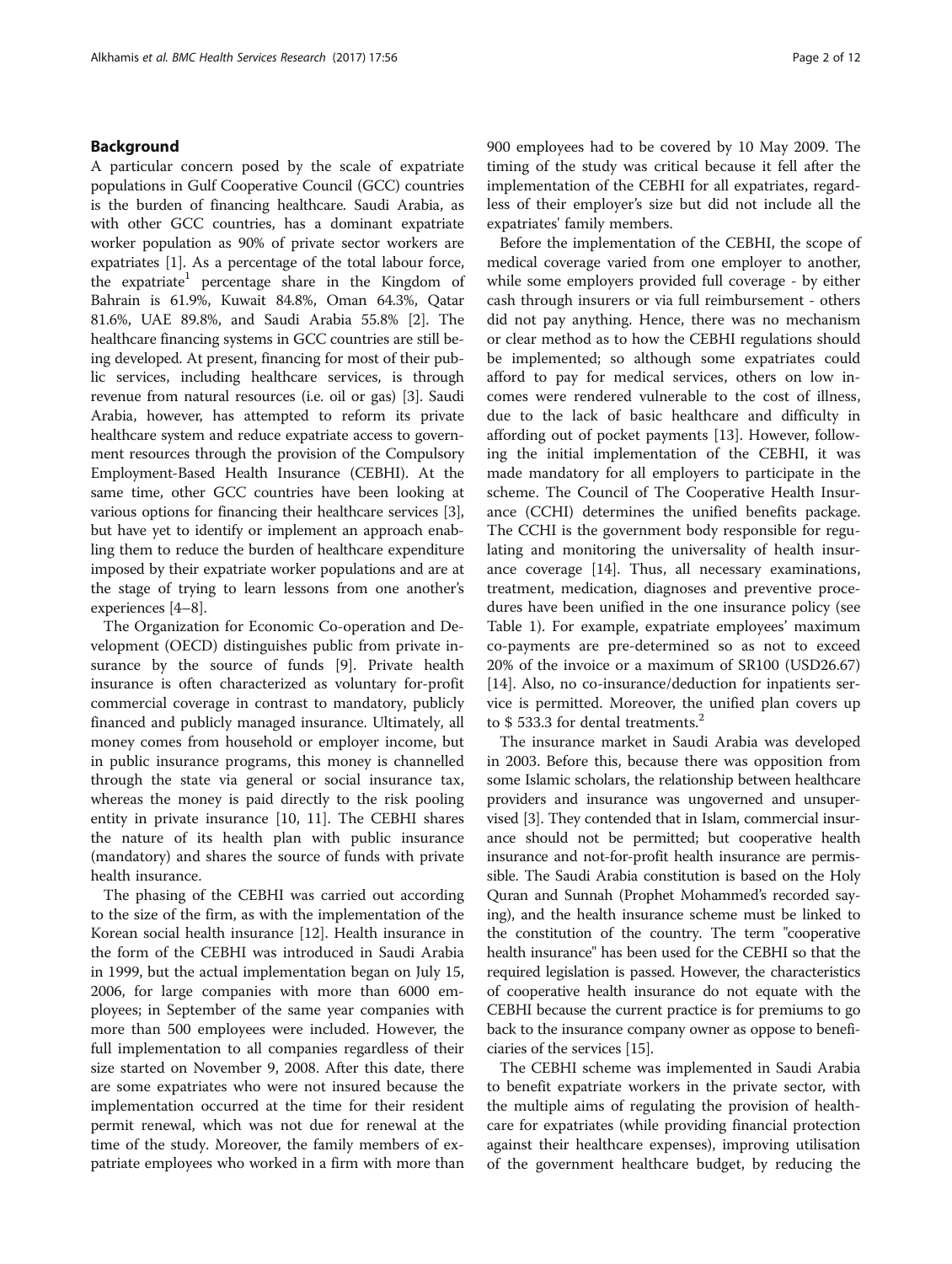## Background

A particular concern posed by the scale of expatriate populations in Gulf Cooperative Council (GCC) countries is the burden of financing healthcare. Saudi Arabia, as with other GCC countries, has a dominant expatriate worker population as 90% of private sector workers are expatriates [1]. As a percentage of the total labour force, the expatriate[1] percentage share in the Kingdom of Bahrain is 61.9%, Kuwait 84.8%, Oman 64.3%, Qatar 81.6%, UAE 89.8%, and Saudi Arabia 55.8% [2]. The healthcare financing systems in GCC countries are still being developed. At present, financing for most of their public services, including healthcare services, is through revenue from natural resources (i.e. oil or gas) [3]. Saudi Arabia, however, has attempted to reform its private healthcare system and reduce expatriate access to government resources through the provision of the Compulsory Employment-Based Health Insurance (CEBHI). At the same time, other GCC countries have been looking at various options for financing their healthcare services [3], but have yet to identify or implement an approach enabling them to reduce the burden of healthcare expenditure imposed by their expatriate worker populations and are at the stage of trying to learn lessons from one another's experiences [4–8].

The Organization for Economic Co-operation and Development (OECD) distinguishes public from private insurance by the source of funds [9]. Private health insurance is often characterized as voluntary for-profit commercial coverage in contrast to mandatory, publicly financed and publicly managed insurance. Ultimately, all money comes from household or employer income, but in public insurance programs, this money is channelled through the state via general or social insurance tax, whereas the money is paid directly to the risk pooling entity in private insurance [10, 11]. The CEBHI shares the nature of its health plan with public insurance (mandatory) and shares the source of funds with private health insurance.

The phasing of the CEBHI was carried out according to the size of the firm, as with the implementation of the Korean social health insurance [12]. Health insurance in the form of the CEBHI was introduced in Saudi Arabia in 1999, but the actual implementation began on July 15, 2006, for large companies with more than 6000 employees; in September of the same year companies with more than 500 employees were included. However, the full implementation to all companies regardless of their size started on November 9, 2008. After this date, there are some expatriates who were not insured because the implementation occurred at the time for their resident permit renewal, which was not due for renewal at the time of the study. Moreover, the family members of expatriate employees who worked in a firm with more than 900 employees had to be covered by 10 May 2009. The timing of the study was critical because it fell after the implementation of the CEBHI for all expatriates, regardless of their employer's size but did not include all the expatriates' family members.

Before the implementation of the CEBHI, the scope of medical coverage varied from one employer to another, while some employers provided full coverage - by either cash through insurers or via full reimbursement - others did not pay anything. Hence, there was no mechanism or clear method as to how the CEBHI regulations should be implemented; so although some expatriates could afford to pay for medical services, others on low incomes were rendered vulnerable to the cost of illness, due to the lack of basic healthcare and difficulty in affording out of pocket payments [13]. However, following the initial implementation of the CEBHI, it was made mandatory for all employers to participate in the scheme. The Council of The Cooperative Health Insurance (CCHI) determines the unified benefits package. The CCHI is the government body responsible for regulating and monitoring the universality of health insurance coverage [14]. Thus, all necessary examinations, treatment, medication, diagnoses and preventive procedures have been unified in the one insurance policy (see Table 1). For example, expatriate employees' maximum co-payments are pre-determined so as not to exceed 20% of the invoice or a maximum of SR100 (USD26.67) [14]. Also, no co-insurance/deduction for inpatients service is permitted. Moreover, the unified plan covers up to $ 533.3 for dental treatments.[2]

The insurance market in Saudi Arabia was developed in 2003. Before this, because there was opposition from some Islamic scholars, the relationship between healthcare providers and insurance was ungoverned and unsupervised [3]. They contended that in Islam, commercial insurance should not be permitted; but cooperative health insurance and not-for-profit health insurance are permissible. The Saudi Arabia constitution is based on the Holy Quran and Sunnah (Prophet Mohammed's recorded saying), and the health insurance scheme must be linked to the constitution of the country. The term "cooperative health insurance" has been used for the CEBHI so that the required legislation is passed. However, the characteristics of cooperative health insurance do not equate with the CEBHI because the current practice is for premiums to go back to the insurance company owner as oppose to beneficiaries of the services [15].

The CEBHI scheme was implemented in Saudi Arabia to benefit expatriate workers in the private sector, with the multiple aims of regulating the provision of healthcare for expatriates (while providing financial protection against their healthcare expenses), improving utilisation of the government healthcare budget, by reducing the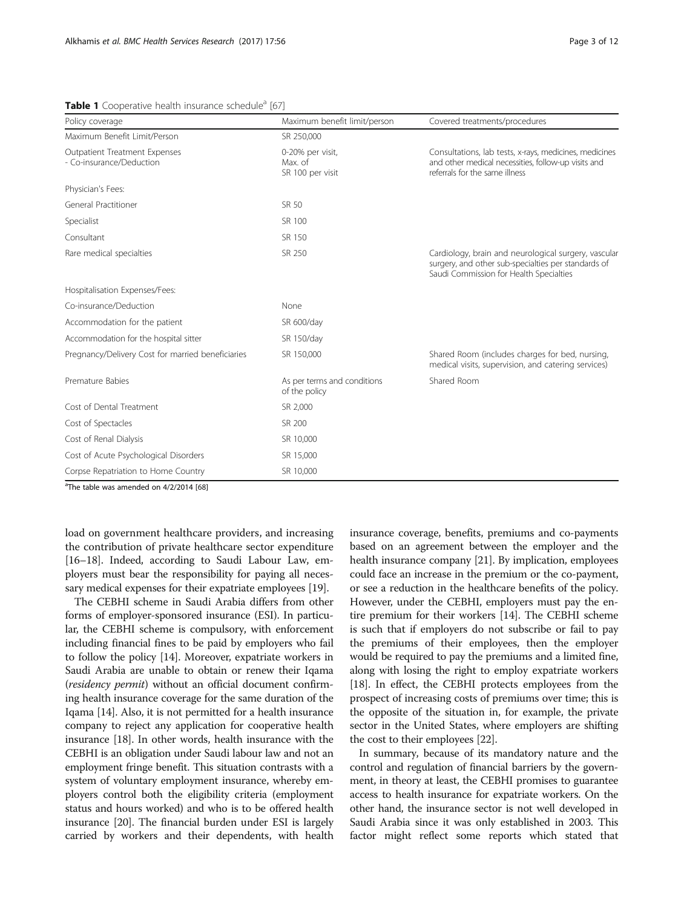**Table 1** Cooperative health insurance schedule[a] [67]

| Policy coverage | Maximum benefit limit/person | Covered treatments/procedures |
| --- | --- | --- |
| Maximum Benefit Limit/Person | SR 250,000 | |
| Outpatient Treatment Expenses - Co-insurance/Deduction | 0-20% per visit, Max. of SR 100 per visit | Consultations, lab tests, x-rays, medicines, medicines and other medical necessities, follow-up visits and referrals for the same illness |
| Physician's Fees: | | |
| General Practitioner | SR 50 | |
| Specialist | SR 100 | |
| Consultant | SR 150 | |
| Rare medical specialties | SR 250 | Cardiology, brain and neurological surgery, vascular surgery, and other sub-specialties per standards of Saudi Commission for Health Specialties |
| Hospitalisation Expenses/Fees: | | |
| Co-insurance/Deduction | None | |
| Accommodation for the patient | SR 600/day | |
| Accommodation for the hospital sitter | SR 150/day | |
| Pregnancy/Delivery Cost for married beneficiaries | SR 150,000 | Shared Room (includes charges for bed, nursing, medical visits, supervision, and catering services) |
| Premature Babies | As per terms and conditions of the policy | Shared Room |
| Cost of Dental Treatment | SR 2,000 | |
| Cost of Spectacles | SR 200 | |
| Cost of Renal Dialysis | SR 10,000 | |
| Cost of Acute Psychological Disorders | SR 15,000 | |
| Corpse Repatriation to Home Country | SR 10,000 | |

[a]The table was amended on 4/2/2014 [68]

load on government healthcare providers, and increasing the contribution of private healthcare sector expenditure [16–18]. Indeed, according to Saudi Labour Law, employers must bear the responsibility for paying all necessary medical expenses for their expatriate employees [19].

The CEBHI scheme in Saudi Arabia differs from other forms of employer-sponsored insurance (ESI). In particular, the CEBHI scheme is compulsory, with enforcement including financial fines to be paid by employers who fail to follow the policy [14]. Moreover, expatriate workers in Saudi Arabia are unable to obtain or renew their Iqama (*residency permit*) without an official document confirming health insurance coverage for the same duration of the Iqama [14]. Also, it is not permitted for a health insurance company to reject any application for cooperative health insurance [18]. In other words, health insurance with the CEBHI is an obligation under Saudi labour law and not an employment fringe benefit. This situation contrasts with a system of voluntary employment insurance, whereby employers control both the eligibility criteria (employment status and hours worked) and who is to be offered health insurance [20]. The financial burden under ESI is largely carried by workers and their dependents, with health insurance coverage, benefits, premiums and co-payments based on an agreement between the employer and the health insurance company [21]. By implication, employees could face an increase in the premium or the co-payment, or see a reduction in the healthcare benefits of the policy. However, under the CEBHI, employers must pay the entire premium for their workers [14]. The CEBHI scheme is such that if employers do not subscribe or fail to pay the premiums of their employees, then the employer would be required to pay the premiums and a limited fine, along with losing the right to employ expatriate workers [18]. In effect, the CEBHI protects employees from the prospect of increasing costs of premiums over time; this is the opposite of the situation in, for example, the private sector in the United States, where employers are shifting the cost to their employees [22].

In summary, because of its mandatory nature and the control and regulation of financial barriers by the government, in theory at least, the CEBHI promises to guarantee access to health insurance for expatriate workers. On the other hand, the insurance sector is not well developed in Saudi Arabia since it was only established in 2003. This factor might reflect some reports which stated that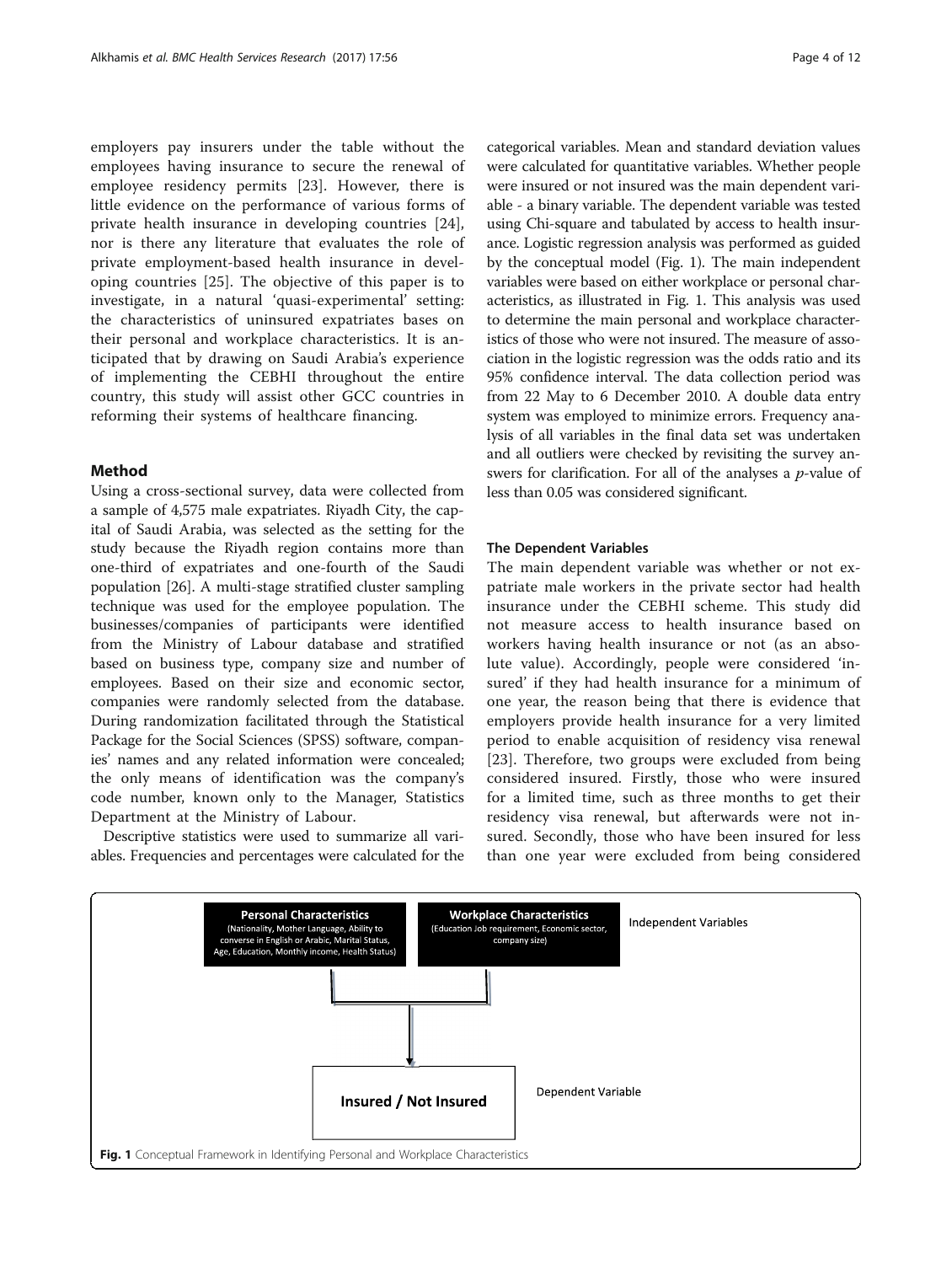employers pay insurers under the table without the employees having insurance to secure the renewal of employee residency permits [23]. However, there is little evidence on the performance of various forms of private health insurance in developing countries [24], nor is there any literature that evaluates the role of private employment-based health insurance in developing countries [25]. The objective of this paper is to investigate, in a natural 'quasi-experimental' setting: the characteristics of uninsured expatriates bases on their personal and workplace characteristics. It is anticipated that by drawing on Saudi Arabia's experience of implementing the CEBHI throughout the entire country, this study will assist other GCC countries in reforming their systems of healthcare financing.

## Method

Using a cross-sectional survey, data were collected from a sample of 4,575 male expatriates. Riyadh City, the capital of Saudi Arabia, was selected as the setting for the study because the Riyadh region contains more than one-third of expatriates and one-fourth of the Saudi population [26]. A multi-stage stratified cluster sampling technique was used for the employee population. The businesses/companies of participants were identified from the Ministry of Labour database and stratified based on business type, company size and number of employees. Based on their size and economic sector, companies were randomly selected from the database. During randomization facilitated through the Statistical Package for the Social Sciences (SPSS) software, companies' names and any related information were concealed; the only means of identification was the company's code number, known only to the Manager, Statistics Department at the Ministry of Labour.

Descriptive statistics were used to summarize all variables. Frequencies and percentages were calculated for the categorical variables. Mean and standard deviation values were calculated for quantitative variables. Whether people were insured or not insured was the main dependent variable - a binary variable. The dependent variable was tested using Chi-square and tabulated by access to health insurance. Logistic regression analysis was performed as guided by the conceptual model (Fig. 1). The main independent variables were based on either workplace or personal characteristics, as illustrated in Fig. 1. This analysis was used to determine the main personal and workplace characteristics of those who were not insured. The measure of association in the logistic regression was the odds ratio and its 95% confidence interval. The data collection period was from 22 May to 6 December 2010. A double data entry system was employed to minimize errors. Frequency analysis of all variables in the final data set was undertaken and all outliers were checked by revisiting the survey answers for clarification. For all of the analyses a $p$-value of less than 0.05 was considered significant.

### The Dependent Variables

The main dependent variable was whether or not expatriate male workers in the private sector had health insurance under the CEBHI scheme. This study did not measure access to health insurance based on workers having health insurance or not (as an absolute value). Accordingly, people were considered 'insured' if they had health insurance for a minimum of one year, the reason being that there is evidence that employers provide health insurance for a very limited period to enable acquisition of residency visa renewal [23]. Therefore, two groups were excluded from being considered insured. Firstly, those who were insured for a limited time, such as three months to get their residency visa renewal, but afterwards were not insured. Secondly, those who have been insured for less than one year were excluded from being considered

**Personal Characteristics** (Nationality, Mother Language, Ability to converse in English or Arabic, Marital Status, Age, Education, Monthly income, Health Status)

**Workplace Characteristics** (Education Job requirement, Economic sector, company size)

Independent Variables

**Insured / Not Insured**

Dependent Variable

**Fig. 1** Conceptual Framework in Identifying Personal and Workplace Characteristics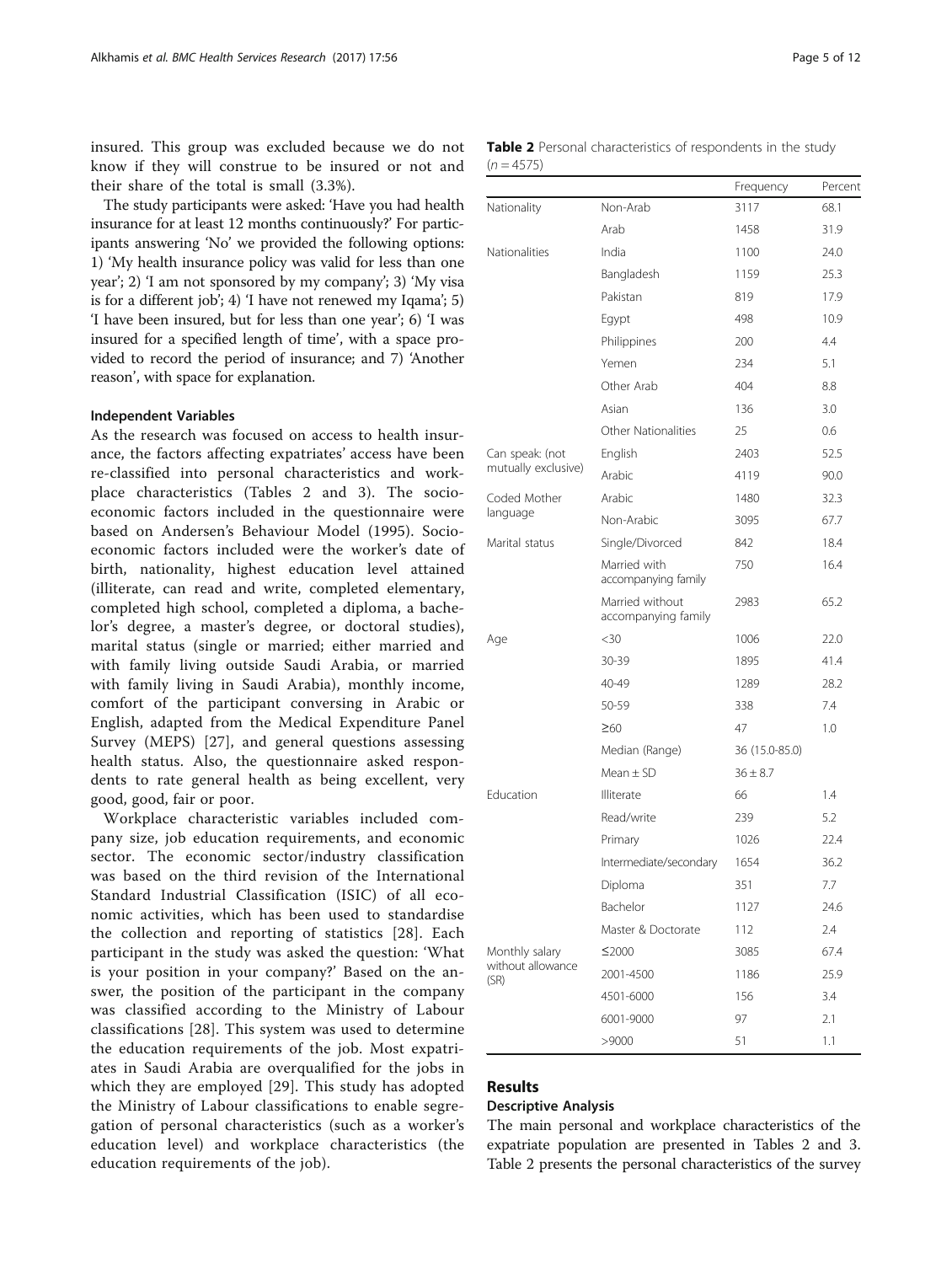insured. This group was excluded because we do not know if they will construe to be insured or not and their share of the total is small (3.3%).

The study participants were asked: 'Have you had health insurance for at least 12 months continuously?' For participants answering 'No' we provided the following options: 1) 'My health insurance policy was valid for less than one year'; 2) 'I am not sponsored by my company'; 3) 'My visa is for a different job'; 4) 'I have not renewed my Iqama'; 5) 'I have been insured, but for less than one year'; 6) 'I was insured for a specified length of time', with a space provided to record the period of insurance; and 7) 'Another reason', with space for explanation.

#### Independent Variables

As the research was focused on access to health insurance, the factors affecting expatriates' access have been re-classified into personal characteristics and workplace characteristics (Tables 2 and 3). The socioeconomic factors included in the questionnaire were based on Andersen's Behaviour Model (1995). Socioeconomic factors included were the worker's date of birth, nationality, highest education level attained (illiterate, can read and write, completed elementary, completed high school, completed a diploma, a bachelor's degree, a master's degree, or doctoral studies), marital status (single or married; either married and with family living outside Saudi Arabia, or married with family living in Saudi Arabia), monthly income, comfort of the participant conversing in Arabic or English, adapted from the Medical Expenditure Panel Survey (MEPS) [27], and general questions assessing health status. Also, the questionnaire asked respondents to rate general health as being excellent, very good, good, fair or poor.

Workplace characteristic variables included company size, job education requirements, and economic sector. The economic sector/industry classification was based on the third revision of the International Standard Industrial Classification (ISIC) of all economic activities, which has been used to standardise the collection and reporting of statistics [28]. Each participant in the study was asked the question: 'What is your position in your company?' Based on the answer, the position of the participant in the company was classified according to the Ministry of Labour classifications [28]. This system was used to determine the education requirements of the job. Most expatriates in Saudi Arabia are overqualified for the jobs in which they are employed [29]. This study has adopted the Ministry of Labour classifications to enable segregation of personal characteristics (such as a worker's education level) and workplace characteristics (the education requirements of the job).

**Table 2** Personal characteristics of respondents in the study ($n = 4575$)

| | | Frequency | Percent |
|---|---|---|---|
| Nationality | Non-Arab | 3117 | 68.1 |
| | Arab | 1458 | 31.9 |
| Nationalities | India | 1100 | 24.0 |
| | Bangladesh | 1159 | 25.3 |
| | Pakistan | 819 | 17.9 |
| | Egypt | 498 | 10.9 |
| | Philippines | 200 | 4.4 |
| | Yemen | 234 | 5.1 |
| | Other Arab | 404 | 8.8 |
| | Asian | 136 | 3.0 |
| | Other Nationalities | 25 | 0.6 |
| Can speak: (not mutually exclusive) | English | 2403 | 52.5 |
| | Arabic | 4119 | 90.0 |
| Coded Mother language | Arabic | 1480 | 32.3 |
| | Non-Arabic | 3095 | 67.7 |
| Marital status | Single/Divorced | 842 | 18.4 |
| | Married with accompanying family | 750 | 16.4 |
| | Married without accompanying family | 2983 | 65.2 |
| Age | <30 | 1006 | 22.0 |
| | 30-39 | 1895 | 41.4 |
| | 40-49 | 1289 | 28.2 |
| | 50-59 | 338 | 7.4 |
| | ≥60 | 47 | 1.0 |
| | Median (Range) | 36 (15.0-85.0) | |
| | Mean ± SD | 36 ± 8.7 | |
| Education | Illiterate | 66 | 1.4 |
| | Read/write | 239 | 5.2 |
| | Primary | 1026 | 22.4 |
| | Intermediate/secondary | 1654 | 36.2 |
| | Diploma | 351 | 7.7 |
| | Bachelor | 1127 | 24.6 |
| | Master & Doctorate | 112 | 2.4 |
| Monthly salary without allowance (SR) | ≤2000 | 3085 | 67.4 |
| | 2001-4500 | 1186 | 25.9 |
| | 4501-6000 | 156 | 3.4 |
| | 6001-9000 | 97 | 2.1 |
| | >9000 | 51 | 1.1 |

## Results

### Descriptive Analysis

The main personal and workplace characteristics of the expatriate population are presented in Tables 2 and 3. Table 2 presents the personal characteristics of the survey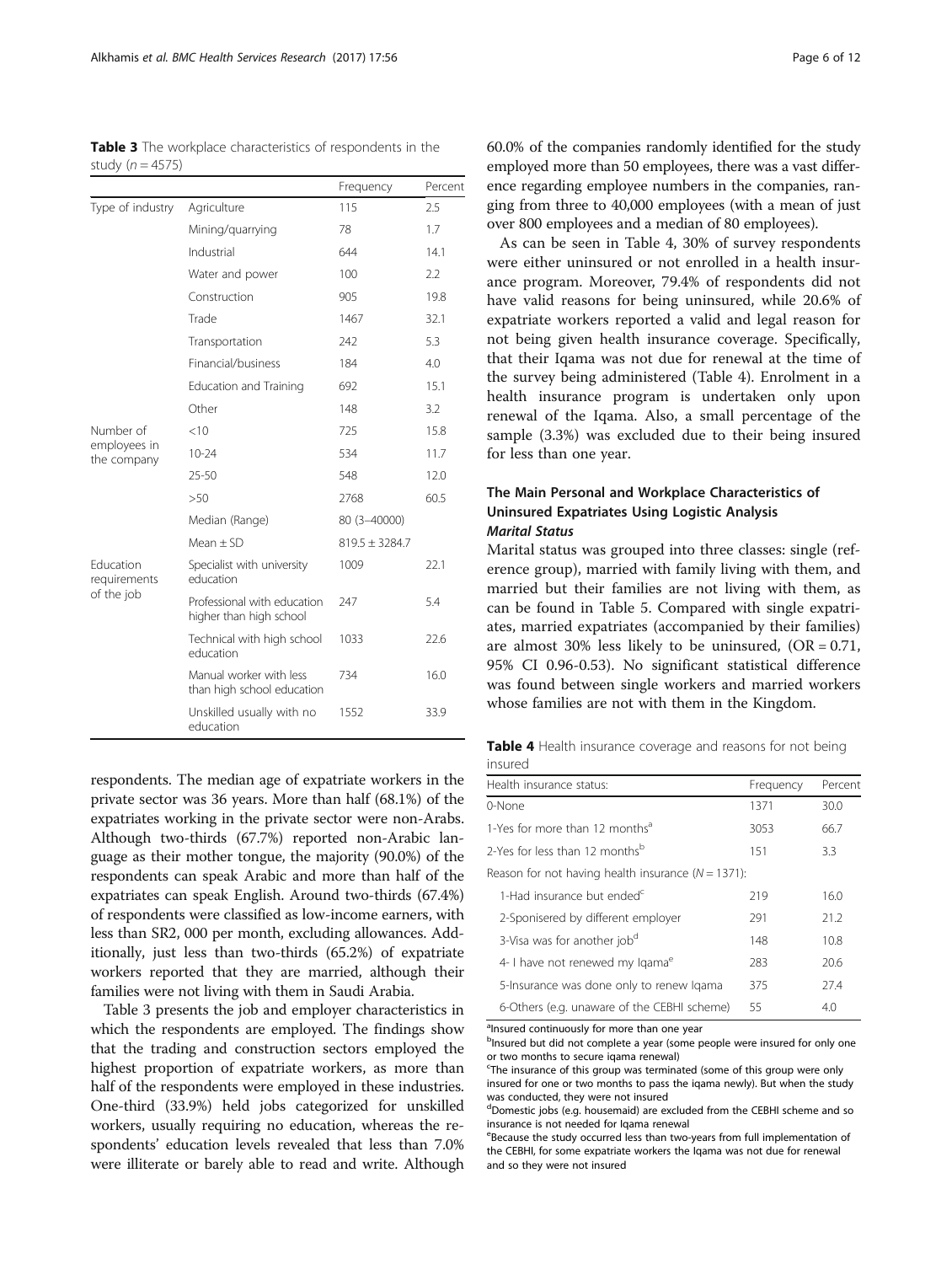**Table 3** The workplace characteristics of respondents in the study (*n* = 4575)

| | | Frequency | Percent |
|---|---|---|---|
| Type of industry | Agriculture | 115 | 2.5 |
| | Mining/quarrying | 78 | 1.7 |
| | Industrial | 644 | 14.1 |
| | Water and power | 100 | 2.2 |
| | Construction | 905 | 19.8 |
| | Trade | 1467 | 32.1 |
| | Transportation | 242 | 5.3 |
| | Financial/business | 184 | 4.0 |
| | Education and Training | 692 | 15.1 |
| | Other | 148 | 3.2 |
| Number of employees in the company | <10 | 725 | 15.8 |
| | 10-24 | 534 | 11.7 |
| | 25-50 | 548 | 12.0 |
| | >50 | 2768 | 60.5 |
| | Median (Range) | 80 (3–40000) | |
| | Mean ± SD | 819.5 ± 3284.7 | |
| Education requirements of the job | Specialist with university education | 1009 | 22.1 |
| | Professional with education higher than high school | 247 | 5.4 |
| | Technical with high school education | 1033 | 22.6 |
| | Manual worker with less than high school education | 734 | 16.0 |
| | Unskilled usually with no education | 1552 | 33.9 |

respondents. The median age of expatriate workers in the private sector was 36 years. More than half (68.1%) of the expatriates working in the private sector were non-Arabs. Although two-thirds (67.7%) reported non-Arabic language as their mother tongue, the majority (90.0%) of the respondents can speak Arabic and more than half of the expatriates can speak English. Around two-thirds (67.4%) of respondents were classified as low-income earners, with less than SR2, 000 per month, excluding allowances. Additionally, just less than two-thirds (65.2%) of expatriate workers reported that they are married, although their families were not living with them in Saudi Arabia.

Table 3 presents the job and employer characteristics in which the respondents are employed. The findings show that the trading and construction sectors employed the highest proportion of expatriate workers, as more than half of the respondents were employed in these industries. One-third (33.9%) held jobs categorized for unskilled workers, usually requiring no education, whereas the respondents' education levels revealed that less than 7.0% were illiterate or barely able to read and write. Although 60.0% of the companies randomly identified for the study employed more than 50 employees, there was a vast difference regarding employee numbers in the companies, ranging from three to 40,000 employees (with a mean of just over 800 employees and a median of 80 employees).

As can be seen in Table 4, 30% of survey respondents were either uninsured or not enrolled in a health insurance program. Moreover, 79.4% of respondents did not have valid reasons for being uninsured, while 20.6% of expatriate workers reported a valid and legal reason for not being given health insurance coverage. Specifically, that their Iqama was not due for renewal at the time of the survey being administered (Table 4). Enrolment in a health insurance program is undertaken only upon renewal of the Iqama. Also, a small percentage of the sample (3.3%) was excluded due to their being insured for less than one year.

### The Main Personal and Workplace Characteristics of Uninsured Expatriates Using Logistic Analysis

#### *Marital Status*

Marital status was grouped into three classes: single (reference group), married with family living with them, and married but their families are not living with them, as can be found in Table 5. Compared with single expatriates, married expatriates (accompanied by their families) are almost 30% less likely to be uninsured, (OR = 0.71, 95% CI 0.96-0.53). No significant statistical difference was found between single workers and married workers whose families are not with them in the Kingdom.

**Table 4** Health insurance coverage and reasons for not being insured

| Health insurance status: | Frequency | Percent |
|---|---|---|
| 0-None | 1371 | 30.0 |
| 1-Yes for more than 12 months[a] | 3053 | 66.7 |
| 2-Yes for less than 12 months[b] | 151 | 3.3 |
| Reason for not having health insurance (*N* = 1371): | | |
| 1-Had insurance but ended[c] | 219 | 16.0 |
| 2-Sponisered by different employer | 291 | 21.2 |
| 3-Visa was for another job[d] | 148 | 10.8 |
| 4- I have not renewed my Iqama[e] | 283 | 20.6 |
| 5-Insurance was done only to renew Iqama | 375 | 27.4 |
| 6-Others (e.g. unaware of the CEBHI scheme) | 55 | 4.0 |

[a]Insured continuously for more than one year
[b]Insured but did not complete a year (some people were insured for only one or two months to secure iqama renewal)
[c]The insurance of this group was terminated (some of this group were only insured for one or two months to pass the iqama newly). But when the study was conducted, they were not insured
[d]Domestic jobs (e.g. housemaid) are excluded from the CEBHI scheme and so insurance is not needed for Iqama renewal
[e]Because the study occurred less than two-years from full implementation of the CEBHI, for some expatriate workers the Iqama was not due for renewal and so they were not insured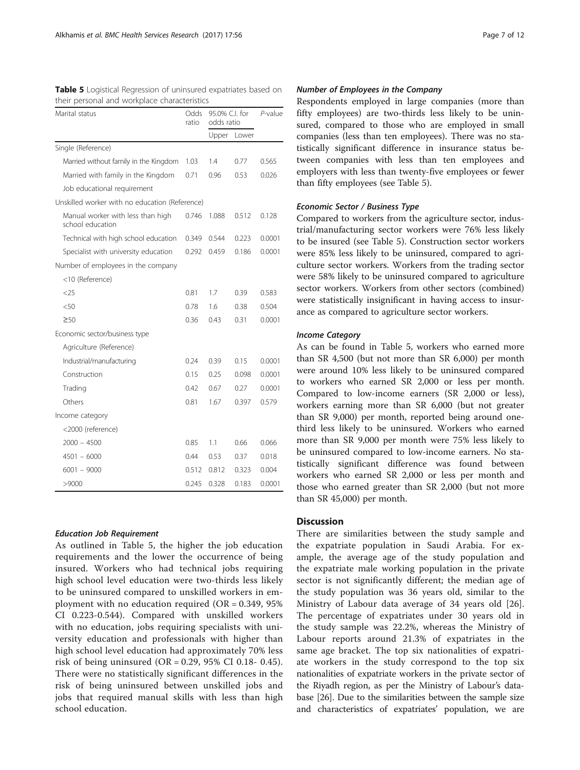**Table 5** Logistical Regression of uninsured expatriates based on their personal and workplace characteristics

| Marital status | Odds ratio | 95.0% C.I. for odds ratio | | P-value |
|---|---|---|---|---|
| | | Upper | Lower | |
| Single (Reference) | | | | |
| Married without family in the Kingdom | 1.03 | 1.4 | 0.77 | 0.565 |
| Married with family in the Kingdom | 0.71 | 0.96 | 0.53 | 0.026 |
| Job educational requirement | | | | |
| Unskilled worker with no education (Reference) | | | | |
| Manual worker with less than high school education | 0.746 | 1.088 | 0.512 | 0.128 |
| Technical with high school education | 0.349 | 0.544 | 0.223 | 0.0001 |
| Specialist with university education | 0.292 | 0.459 | 0.186 | 0.0001 |
| Number of employees in the company | | | | |
| <10 (Reference) | | | | |
| <25 | 0.81 | 1.7 | 0.39 | 0.583 |
| <50 | 0.78 | 1.6 | 0.38 | 0.504 |
| ≥50 | 0.36 | 0.43 | 0.31 | 0.0001 |
| Economic sector/business type | | | | |
| Agriculture (Reference) | | | | |
| Industrial/manufacturing | 0.24 | 0.39 | 0.15 | 0.0001 |
| Construction | 0.15 | 0.25 | 0.098 | 0.0001 |
| Trading | 0.42 | 0.67 | 0.27 | 0.0001 |
| Others | 0.81 | 1.67 | 0.397 | 0.579 |
| Income category | | | | |
| <2000 (reference) | | | | |
| 2000 – 4500 | 0.85 | 1.1 | 0.66 | 0.066 |
| 4501 – 6000 | 0.44 | 0.53 | 0.37 | 0.018 |
| 6001 – 9000 | 0.512 | 0.812 | 0.323 | 0.004 |
| >9000 | 0.245 | 0.328 | 0.183 | 0.0001 |

#### *Education Job Requirement*

As outlined in Table 5, the higher the job education requirements and the lower the occurrence of being insured. Workers who had technical jobs requiring high school level education were two-thirds less likely to be uninsured compared to unskilled workers in employment with no education required (OR = 0.349, 95% CI 0.223-0.544). Compared with unskilled workers with no education, jobs requiring specialists with university education and professionals with higher than high school level education had approximately 70% less risk of being uninsured (OR = 0.29, 95% CI 0.18- 0.45). There were no statistically significant differences in the risk of being uninsured between unskilled jobs and jobs that required manual skills with less than high school education.

#### *Number of Employees in the Company*

Respondents employed in large companies (more than fifty employees) are two-thirds less likely to be uninsured, compared to those who are employed in small companies (less than ten employees). There was no statistically significant difference in insurance status between companies with less than ten employees and employers with less than twenty-five employees or fewer than fifty employees (see Table 5).

#### *Economic Sector / Business Type*

Compared to workers from the agriculture sector, industrial/manufacturing sector workers were 76% less likely to be insured (see Table 5). Construction sector workers were 85% less likely to be uninsured, compared to agriculture sector workers. Workers from the trading sector were 58% likely to be uninsured compared to agriculture sector workers. Workers from other sectors (combined) were statistically insignificant in having access to insurance as compared to agriculture sector workers.

#### *Income Category*

As can be found in Table 5, workers who earned more than SR 4,500 (but not more than SR 6,000) per month were around 10% less likely to be uninsured compared to workers who earned SR 2,000 or less per month. Compared to low-income earners (SR 2,000 or less), workers earning more than SR 6,000 (but not greater than SR 9,000) per month, reported being around one-third less likely to be uninsured. Workers who earned more than SR 9,000 per month were 75% less likely to be uninsured compared to low-income earners. No statistically significant difference was found between workers who earned SR 2,000 or less per month and those who earned greater than SR 2,000 (but not more than SR 45,000) per month.

## Discussion

There are similarities between the study sample and the expatriate population in Saudi Arabia. For example, the average age of the study population and the expatriate male working population in the private sector is not significantly different; the median age of the study population was 36 years old, similar to the Ministry of Labour data average of 34 years old [26]. The percentage of expatriates under 30 years old in the study sample was 22.2%, whereas the Ministry of Labour reports around 21.3% of expatriates in the same age bracket. The top six nationalities of expatriate workers in the study correspond to the top six nationalities of expatriate workers in the private sector of the Riyadh region, as per the Ministry of Labour's database [26]. Due to the similarities between the sample size and characteristics of expatriates' population, we are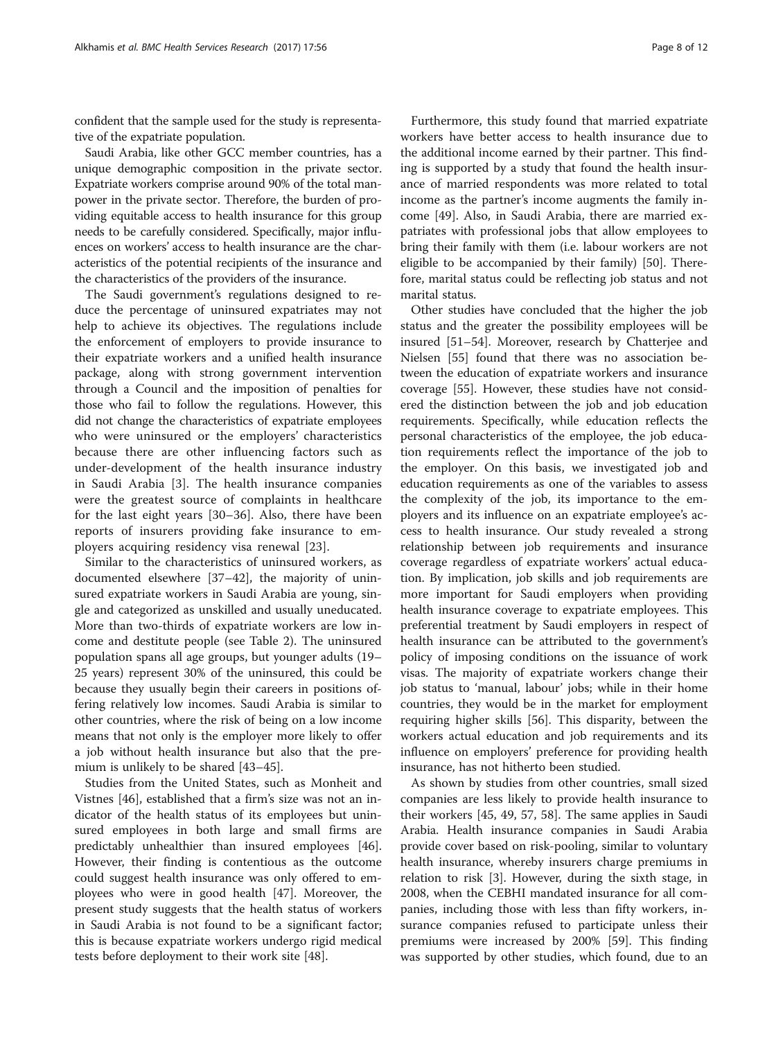confident that the sample used for the study is representative of the expatriate population.

Saudi Arabia, like other GCC member countries, has a unique demographic composition in the private sector. Expatriate workers comprise around 90% of the total manpower in the private sector. Therefore, the burden of providing equitable access to health insurance for this group needs to be carefully considered. Specifically, major influences on workers' access to health insurance are the characteristics of the potential recipients of the insurance and the characteristics of the providers of the insurance.

The Saudi government's regulations designed to reduce the percentage of uninsured expatriates may not help to achieve its objectives. The regulations include the enforcement of employers to provide insurance to their expatriate workers and a unified health insurance package, along with strong government intervention through a Council and the imposition of penalties for those who fail to follow the regulations. However, this did not change the characteristics of expatriate employees who were uninsured or the employers' characteristics because there are other influencing factors such as under-development of the health insurance industry in Saudi Arabia [3]. The health insurance companies were the greatest source of complaints in healthcare for the last eight years [30–36]. Also, there have been reports of insurers providing fake insurance to employers acquiring residency visa renewal [23].

Similar to the characteristics of uninsured workers, as documented elsewhere [37–42], the majority of uninsured expatriate workers in Saudi Arabia are young, single and categorized as unskilled and usually uneducated. More than two-thirds of expatriate workers are low income and destitute people (see Table 2). The uninsured population spans all age groups, but younger adults (19–25 years) represent 30% of the uninsured, this could be because they usually begin their careers in positions offering relatively low incomes. Saudi Arabia is similar to other countries, where the risk of being on a low income means that not only is the employer more likely to offer a job without health insurance but also that the premium is unlikely to be shared [43–45].

Studies from the United States, such as Monheit and Vistnes [46], established that a firm's size was not an indicator of the health status of its employees but uninsured employees in both large and small firms are predictably unhealthier than insured employees [46]. However, their finding is contentious as the outcome could suggest health insurance was only offered to employees who were in good health [47]. Moreover, the present study suggests that the health status of workers in Saudi Arabia is not found to be a significant factor; this is because expatriate workers undergo rigid medical tests before deployment to their work site [48].

Furthermore, this study found that married expatriate workers have better access to health insurance due to the additional income earned by their partner. This finding is supported by a study that found the health insurance of married respondents was more related to total income as the partner's income augments the family income [49]. Also, in Saudi Arabia, there are married expatriates with professional jobs that allow employees to bring their family with them (i.e. labour workers are not eligible to be accompanied by their family) [50]. Therefore, marital status could be reflecting job status and not marital status.

Other studies have concluded that the higher the job status and the greater the possibility employees will be insured [51–54]. Moreover, research by Chatterjee and Nielsen [55] found that there was no association between the education of expatriate workers and insurance coverage [55]. However, these studies have not considered the distinction between the job and job education requirements. Specifically, while education reflects the personal characteristics of the employee, the job education requirements reflect the importance of the job to the employer. On this basis, we investigated job and education requirements as one of the variables to assess the complexity of the job, its importance to the employers and its influence on an expatriate employee's access to health insurance. Our study revealed a strong relationship between job requirements and insurance coverage regardless of expatriate workers' actual education. By implication, job skills and job requirements are more important for Saudi employers when providing health insurance coverage to expatriate employees. This preferential treatment by Saudi employers in respect of health insurance can be attributed to the government's policy of imposing conditions on the issuance of work visas. The majority of expatriate workers change their job status to 'manual, labour' jobs; while in their home countries, they would be in the market for employment requiring higher skills [56]. This disparity, between the workers actual education and job requirements and its influence on employers' preference for providing health insurance, has not hitherto been studied.

As shown by studies from other countries, small sized companies are less likely to provide health insurance to their workers [45, 49, 57, 58]. The same applies in Saudi Arabia. Health insurance companies in Saudi Arabia provide cover based on risk-pooling, similar to voluntary health insurance, whereby insurers charge premiums in relation to risk [3]. However, during the sixth stage, in 2008, when the CEBHI mandated insurance for all companies, including those with less than fifty workers, insurance companies refused to participate unless their premiums were increased by 200% [59]. This finding was supported by other studies, which found, due to an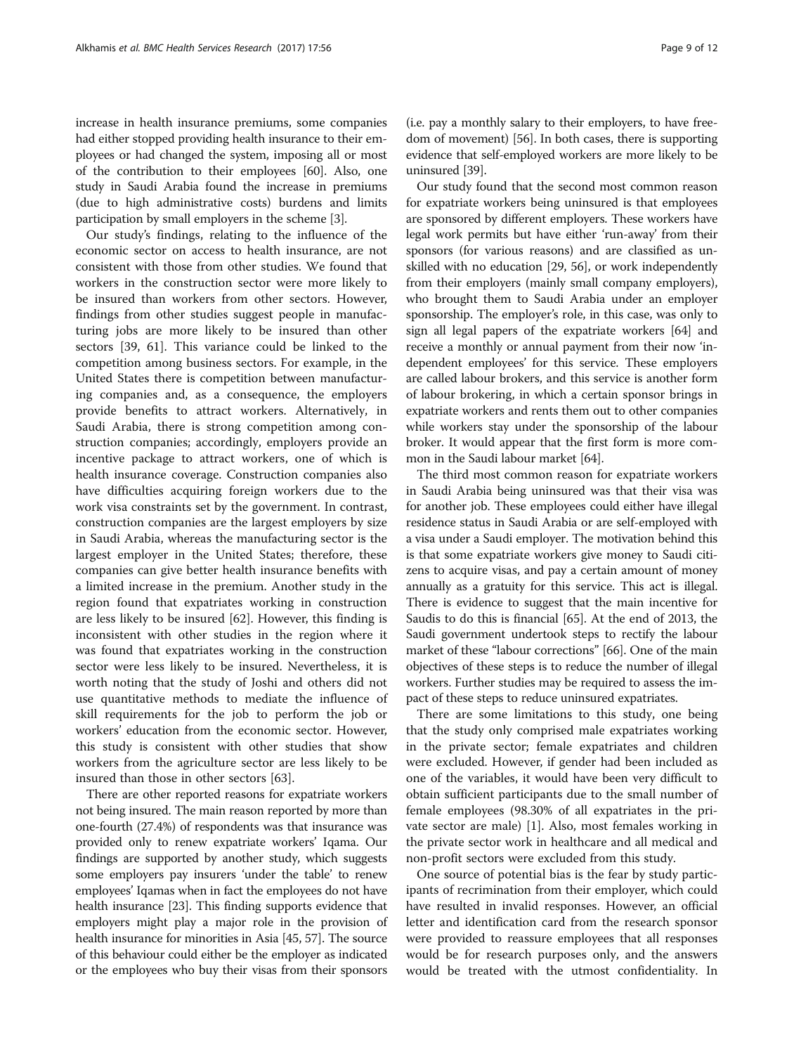increase in health insurance premiums, some companies had either stopped providing health insurance to their employees or had changed the system, imposing all or most of the contribution to their employees [60]. Also, one study in Saudi Arabia found the increase in premiums (due to high administrative costs) burdens and limits participation by small employers in the scheme [3].

Our study's findings, relating to the influence of the economic sector on access to health insurance, are not consistent with those from other studies. We found that workers in the construction sector were more likely to be insured than workers from other sectors. However, findings from other studies suggest people in manufacturing jobs are more likely to be insured than other sectors [39, 61]. This variance could be linked to the competition among business sectors. For example, in the United States there is competition between manufacturing companies and, as a consequence, the employers provide benefits to attract workers. Alternatively, in Saudi Arabia, there is strong competition among construction companies; accordingly, employers provide an incentive package to attract workers, one of which is health insurance coverage. Construction companies also have difficulties acquiring foreign workers due to the work visa constraints set by the government. In contrast, construction companies are the largest employers by size in Saudi Arabia, whereas the manufacturing sector is the largest employer in the United States; therefore, these companies can give better health insurance benefits with a limited increase in the premium. Another study in the region found that expatriates working in construction are less likely to be insured [62]. However, this finding is inconsistent with other studies in the region where it was found that expatriates working in the construction sector were less likely to be insured. Nevertheless, it is worth noting that the study of Joshi and others did not use quantitative methods to mediate the influence of skill requirements for the job to perform the job or workers' education from the economic sector. However, this study is consistent with other studies that show workers from the agriculture sector are less likely to be insured than those in other sectors [63].

There are other reported reasons for expatriate workers not being insured. The main reason reported by more than one-fourth (27.4%) of respondents was that insurance was provided only to renew expatriate workers' Iqama. Our findings are supported by another study, which suggests some employers pay insurers 'under the table' to renew employees' Iqamas when in fact the employees do not have health insurance [23]. This finding supports evidence that employers might play a major role in the provision of health insurance for minorities in Asia [45, 57]. The source of this behaviour could either be the employer as indicated or the employees who buy their visas from their sponsors (i.e. pay a monthly salary to their employers, to have freedom of movement) [56]. In both cases, there is supporting evidence that self-employed workers are more likely to be uninsured [39].

Our study found that the second most common reason for expatriate workers being uninsured is that employees are sponsored by different employers. These workers have legal work permits but have either 'run-away' from their sponsors (for various reasons) and are classified as unskilled with no education [29, 56], or work independently from their employers (mainly small company employers), who brought them to Saudi Arabia under an employer sponsorship. The employer's role, in this case, was only to sign all legal papers of the expatriate workers [64] and receive a monthly or annual payment from their now 'independent employees' for this service. These employers are called labour brokers, and this service is another form of labour brokering, in which a certain sponsor brings in expatriate workers and rents them out to other companies while workers stay under the sponsorship of the labour broker. It would appear that the first form is more common in the Saudi labour market [64].

The third most common reason for expatriate workers in Saudi Arabia being uninsured was that their visa was for another job. These employees could either have illegal residence status in Saudi Arabia or are self-employed with a visa under a Saudi employer. The motivation behind this is that some expatriate workers give money to Saudi citizens to acquire visas, and pay a certain amount of money annually as a gratuity for this service. This act is illegal. There is evidence to suggest that the main incentive for Saudis to do this is financial [65]. At the end of 2013, the Saudi government undertook steps to rectify the labour market of these "labour corrections" [66]. One of the main objectives of these steps is to reduce the number of illegal workers. Further studies may be required to assess the impact of these steps to reduce uninsured expatriates.

There are some limitations to this study, one being that the study only comprised male expatriates working in the private sector; female expatriates and children were excluded. However, if gender had been included as one of the variables, it would have been very difficult to obtain sufficient participants due to the small number of female employees (98.30% of all expatriates in the private sector are male) [1]. Also, most females working in the private sector work in healthcare and all medical and non-profit sectors were excluded from this study.

One source of potential bias is the fear by study participants of recrimination from their employer, which could have resulted in invalid responses. However, an official letter and identification card from the research sponsor were provided to reassure employees that all responses would be for research purposes only, and the answers would be treated with the utmost confidentiality. In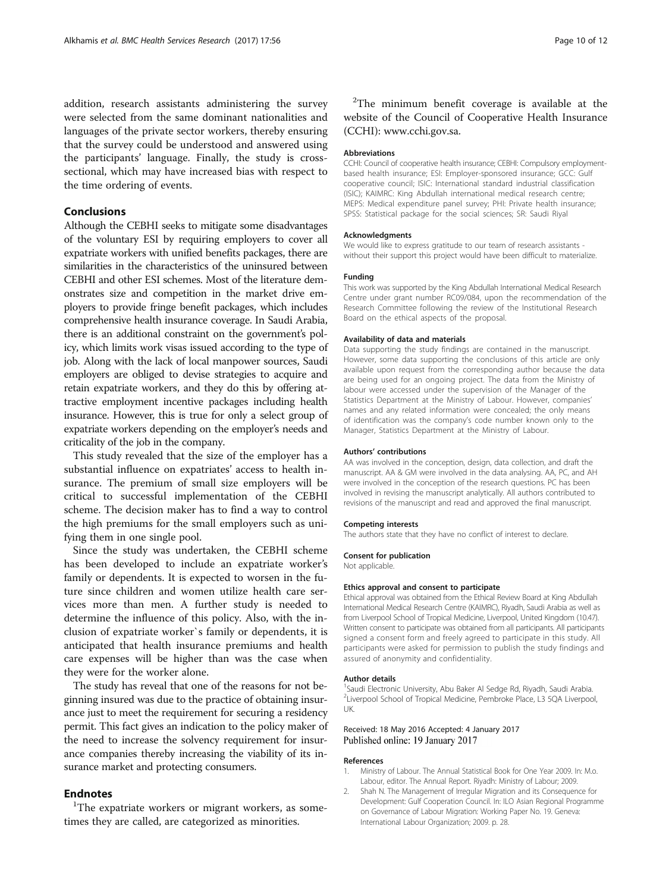addition, research assistants administering the survey were selected from the same dominant nationalities and languages of the private sector workers, thereby ensuring that the survey could be understood and answered using the participants' language. Finally, the study is cross-sectional, which may have increased bias with respect to the time ordering of events.

## Conclusions

Although the CEBHI seeks to mitigate some disadvantages of the voluntary ESI by requiring employers to cover all expatriate workers with unified benefits packages, there are similarities in the characteristics of the uninsured between CEBHI and other ESI schemes. Most of the literature demonstrates size and competition in the market drive employers to provide fringe benefit packages, which includes comprehensive health insurance coverage. In Saudi Arabia, there is an additional constraint on the government's policy, which limits work visas issued according to the type of job. Along with the lack of local manpower sources, Saudi employers are obliged to devise strategies to acquire and retain expatriate workers, and they do this by offering attractive employment incentive packages including health insurance. However, this is true for only a select group of expatriate workers depending on the employer's needs and criticality of the job in the company.

This study revealed that the size of the employer has a substantial influence on expatriates' access to health insurance. The premium of small size employers will be critical to successful implementation of the CEBHI scheme. The decision maker has to find a way to control the high premiums for the small employers such as unifying them in one single pool.

Since the study was undertaken, the CEBHI scheme has been developed to include an expatriate worker's family or dependents. It is expected to worsen in the future since children and women utilize health care services more than men. A further study is needed to determine the influence of this policy. Also, with the inclusion of expatriate worker`s family or dependents, it is anticipated that health insurance premiums and health care expenses will be higher than was the case when they were for the worker alone.

The study has reveal that one of the reasons for not beginning insured was due to the practice of obtaining insurance just to meet the requirement for securing a residency permit. This fact gives an indication to the policy maker of the need to increase the solvency requirement for insurance companies thereby increasing the viability of its insurance market and protecting consumers.

## Endnotes

[1]The expatriate workers or migrant workers, as sometimes they are called, are categorized as minorities.

[2]The minimum benefit coverage is available at the website of the Council of Cooperative Health Insurance (CCHI): www.cchi.gov.sa.

### Abbreviations

CCHI: Council of cooperative health insurance; CEBHI: Compulsory employment-based health insurance; ESI: Employer-sponsored insurance; GCC: Gulf cooperative council; ISIC: International standard industrial classification (ISIC); KAIMRC: King Abdullah international medical research centre; MEPS: Medical expenditure panel survey; PHI: Private health insurance; SPSS: Statistical package for the social sciences; SR: Saudi Riyal

### Acknowledgments

We would like to express gratitude to our team of research assistants - without their support this project would have been difficult to materialize.

### Funding

This work was supported by the King Abdullah International Medical Research Centre under grant number RC09/084, upon the recommendation of the Research Committee following the review of the Institutional Research Board on the ethical aspects of the proposal.

### Availability of data and materials

Data supporting the study findings are contained in the manuscript. However, some data supporting the conclusions of this article are only available upon request from the corresponding author because the data are being used for an ongoing project. The data from the Ministry of labour were accessed under the supervision of the Manager of the Statistics Department at the Ministry of Labour. However, companies' names and any related information were concealed; the only means of identification was the company's code number known only to the Manager, Statistics Department at the Ministry of Labour.

### Authors' contributions

AA was involved in the conception, design, data collection, and draft the manuscript. AA & GM were involved in the data analysing. AA, PC, and AH were involved in the conception of the research questions. PC has been involved in revising the manuscript analytically. All authors contributed to revisions of the manuscript and read and approved the final manuscript.

### Competing interests

The authors state that they have no conflict of interest to declare.

### Consent for publication

Not applicable.

### Ethics approval and consent to participate

Ethical approval was obtained from the Ethical Review Board at King Abdullah International Medical Research Centre (KAIMRC), Riyadh, Saudi Arabia as well as from Liverpool School of Tropical Medicine, Liverpool, United Kingdom (10.47). Written consent to participate was obtained from all participants. All participants signed a consent form and freely agreed to participate in this study. All participants were asked for permission to publish the study findings and assured of anonymity and confidentiality.

### Author details

[1]Saudi Electronic University, Abu Baker Al Sedge Rd, Riyadh, Saudi Arabia. [2]Liverpool School of Tropical Medicine, Pembroke Place, L3 5QA Liverpool, UK.

Received: 18 May 2016 Accepted: 4 January 2017
Published online: 19 January 2017

### References

1. Ministry of Labour. The Annual Statistical Book for One Year 2009. In: M.o. Labour, editor. The Annual Report. Riyadh: Ministry of Labour; 2009.
2. Shah N. The Management of Irregular Migration and its Consequence for Development: Gulf Cooperation Council. In: ILO Asian Regional Programme on Governance of Labour Migration: Working Paper No. 19. Geneva: International Labour Organization; 2009. p. 28.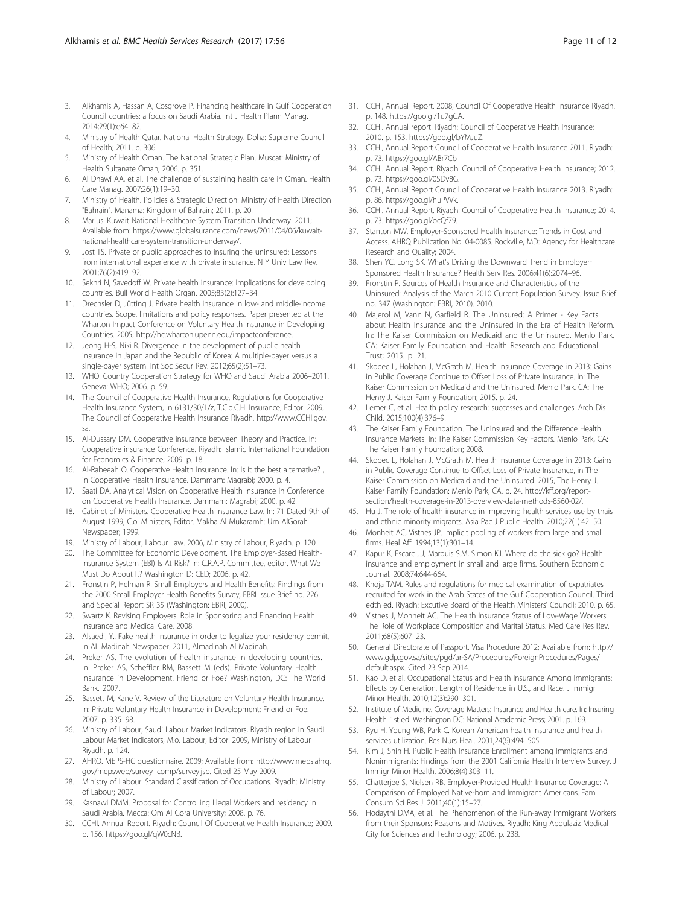3. Alkhamis A, Hassan A, Cosgrove P. Financing healthcare in Gulf Cooperation Council countries: a focus on Saudi Arabia. Int J Health Plann Manag. 2014;29(1):e64–82.
4. Ministry of Health Qatar. National Health Strategy. Doha: Supreme Council of Health; 2011. p. 306.
5. Ministry of Health Oman. The National Strategic Plan. Muscat: Ministry of Health Sultanate Oman; 2006. p. 351.
6. Al Dhawi AA, et al. The challenge of sustaining health care in Oman. Health Care Manag. 2007;26(1):19–30.
7. Ministry of Health. Policies & Strategic Direction: Ministry of Health Direction "Bahrain". Manama: Kingdom of Bahrain; 2011. p. 20.
8. Marius. Kuwait National Healthcare System Transition Underway. 2011; Available from: https://www.globalsurance.com/news/2011/04/06/kuwait-national-healthcare-system-transition-underway/.
9. Jost TS. Private or public approaches to insuring the uninsured: Lessons from international experience with private insurance. N Y Univ Law Rev. 2001;76(2):419–92.
10. Sekhri N, Savedoff W. Private health insurance: Implications for developing countries. Bull World Health Organ. 2005;83(2):127–34.
11. Drechsler D, Jütting J. Private health insurance in low- and middle-income countries. Scope, limitations and policy responses. Paper presented at the Wharton Impact Conference on Voluntary Health Insurance in Developing Countries. 2005; http://hc.wharton.upenn.edu/impactconference.
12. Jeong H-S, Niki R. Divergence in the development of public health insurance in Japan and the Republic of Korea: A multiple-payer versus a single-payer system. Int Soc Secur Rev. 2012;65(2):51–73.
13. WHO. Country Cooperation Strategy for WHO and Saudi Arabia 2006–2011. Geneva: WHO; 2006. p. 59.
14. The Council of Cooperative Health Insurance, Regulations for Cooperative Health Insurance System, in 6131/30/1/z, T.C.o.C.H. Insurance, Editor. 2009, The Council of Cooperative Health Insurance Riyadh. http://www.CCHI.gov.sa.
15. Al-Dussary DM. Cooperative insurance between Theory and Practice. In: Cooperative insurance Conference. Riyadh: Islamic International Foundation for Economics & Finance; 2009. p. 18.
16. Al-Rabeeah O. Cooperative Health Insurance. In: Is it the best alternative? , in Cooperative Health Insurance. Dammam: Magrabi; 2000. p. 4.
17. Saati DA. Analytical Vision on Cooperative Health Insurance in Conference on Cooperative Health Insurance. Dammam: Magrabi; 2000. p. 42.
18. Cabinet of Ministers. Cooperative Health Insurance Law. In: 71 Dated 9th of August 1999, C.o. Ministers, Editor. Makha Al Mukaramh: Um AlGorah Newspaper; 1999.
19. Ministry of Labour, Labour Law. 2006, Ministry of Labour, Riyadh. p. 120.
20. The Committee for Economic Development. The Employer-Based Health-Insurance System (EBI) Is At Risk? In: C.R.A.P. Committee, editor. What We Must Do About It? Washington D: CED; 2006. p. 42.
21. Fronstin P, Helman R. Small Employers and Health Benefits: Findings from the 2000 Small Employer Health Benefits Survey, EBRI Issue Brief no. 226 and Special Report SR 35 (Washington: EBRI, 2000).
22. Swartz K. Revising Employers' Role in Sponsoring and Financing Health Insurance and Medical Care. 2008.
23. Alsaedi, Y., Fake health insurance in order to legalize your residency permit, in AL Madinah Newspaper. 2011, Almadinah Al Madinah.
24. Preker AS. The evolution of health insurance in developing countries. In: Preker AS, Scheffler RM, Bassett M (eds). Private Voluntary Health Insurance in Development. Friend or Foe? Washington, DC: The World Bank. 2007.
25. Bassett M, Kane V. Review of the Literature on Voluntary Health Insurance. In: Private Voluntary Health Insurance in Development: Friend or Foe. 2007. p. 335–98.
26. Ministry of Labour, Saudi Labour Market Indicators, Riyadh region in Saudi Labour Market Indicators, M.o. Labour, Editor. 2009, Ministry of Labour Riyadh. p. 124.
27. AHRQ. MEPS-HC questionnaire. 2009; Available from: http://www.meps.ahrq.gov/mepsweb/survey_comp/survey.jsp. Cited 25 May 2009.
28. Ministry of Labour. Standard Classification of Occupations. Riyadh: Ministry of Labour; 2007.
29. Kasnawi DMM. Proposal for Controlling Illegal Workers and residency in Saudi Arabia. Mecca: Om Al Gora University; 2008. p. 76.
30. CCHI. Annual Report. Riyadh: Council Of Cooperative Health Insurance; 2009. p. 156. https://goo.gl/qW0cNB.
31. CCHI, Annual Report. 2008, Council Of Cooperative Health Insurance Riyadh. p. 148. https://goo.gl/1u7gCA.
32. CCHI. Annual report. Riyadh: Council of Cooperative Health Insurance; 2010. p. 153. https://goo.gl/bYMJuZ.
33. CCHI, Annual Report Council of Cooperative Health Insurance 2011. Riyadh: p. 73. https://goo.gl/ABr7Cb
34. CCHI. Annual Report. Riyadh: Council of Cooperative Health Insurance; 2012. p. 73. https://goo.gl/0SDv8G.
35. CCHI, Annual Report Council of Cooperative Health Insurance 2013. Riyadh: p. 86. https://goo.gl/huPVVk.
36. CCHI. Annual Report. Riyadh: Council of Cooperative Health Insurance; 2014. p. 73. https://goo.gl/ocQf79.
37. Stanton MW. Employer-Sponsored Health Insurance: Trends in Cost and Access. AHRQ Publication No. 04-0085. Rockville, MD: Agency for Healthcare Research and Quality; 2004.
38. Shen YC, Long SK. What's Driving the Downward Trend in Employer-Sponsored Health Insurance? Health Serv Res. 2006;41(6):2074–96.
39. Fronstin P. Sources of Health Insurance and Characteristics of the Uninsured: Analysis of the March 2010 Current Population Survey. Issue Brief no. 347 (Washington: EBRI, 2010). 2010.
40. Majerol M, Vann N, Garfield R. The Uninsured: A Primer - Key Facts about Health Insurance and the Uninsured in the Era of Health Reform. In: The Kaiser Commission on Medicaid and the Uninsured. Menlo Park, CA: Kaiser Family Foundation and Health Research and Educational Trust; 2015. p. 21.
41. Skopec L, Holahan J, McGrath M. Health Insurance Coverage in 2013: Gains in Public Coverage Continue to Offset Loss of Private Insurance. In: The Kaiser Commission on Medicaid and the Uninsured. Menlo Park, CA: The Henry J. Kaiser Family Foundation; 2015. p. 24.
42. Lemer C, et al. Health policy research: successes and challenges. Arch Dis Child. 2015;100(4):376–9.
43. The Kaiser Family Foundation. The Uninsured and the Difference Health Insurance Markets. In: The Kaiser Commission Key Factors. Menlo Park, CA: The Kaiser Family Foundation; 2008.
44. Skopec L, Holahan J, McGrath M. Health Insurance Coverage in 2013: Gains in Public Coverage Continue to Offset Loss of Private Insurance, in The Kaiser Commission on Medicaid and the Uninsured. 2015, The Henry J. Kaiser Family Foundation: Menlo Park, CA. p. 24. http://kff.org/report-section/health-coverage-in-2013-overview-data-methods-8560-02/.
45. Hu J. The role of health insurance in improving health services use by thais and ethnic minority migrants. Asia Pac J Public Health. 2010;22(1):42–50.
46. Monheit AC, Vistnes JP. Implicit pooling of workers from large and small firms. Heal Aff. 1994;13(1):301–14.
47. Kapur K, Escarc J.J, Marquis S.M, Simon K.I. Where do the sick go? Health insurance and employment in small and large firms. Southern Economic Journal. 2008;74:644-664.
48. Khoja TAM. Rules and regulations for medical examination of expatriates recruited for work in the Arab States of the Gulf Cooperation Council. Third edth ed. Riyadh: Excutive Board of the Health Ministers' Council; 2010. p. 65.
49. Vistnes J, Monheit AC. The Health Insurance Status of Low-Wage Workers: The Role of Workplace Composition and Marital Status. Med Care Res Rev. 2011;68(5):607–23.
50. General Directorate of Passport. Visa Procedure 2012; Available from: http://www.gdp.gov.sa/sites/pgd/ar-SA/Procedures/ForeignProcedures/Pages/default.aspx. Cited 23 Sep 2014.
51. Kao D, et al. Occupational Status and Health Insurance Among Immigrants: Effects by Generation, Length of Residence in U.S., and Race. J Immigr Minor Health. 2010;12(3):290–301.
52. Institute of Medicine. Coverage Matters: Insurance and Health care. In: Insuring Health. 1st ed. Washington DC: National Academic Press; 2001. p. 169.
53. Ryu H, Young WB, Park C. Korean American health insurance and health services utilization. Res Nurs Heal. 2001;24(6):494–505.
54. Kim J, Shin H. Public Health Insurance Enrollment among Immigrants and Nonimmigrants: Findings from the 2001 California Health Interview Survey. J Immigr Minor Health. 2006;8(4):303–11.
55. Chatterjee S, Nielsen RB. Employer-Provided Health Insurance Coverage: A Comparison of Employed Native-born and Immigrant Americans. Fam Consum Sci Res J. 2011;40(1):15–27.
56. Hodaythi DMA, et al. The Phenomenon of the Run-away Immigrant Workers from their Sponsors: Reasons and Motives. Riyadh: King Abdulaziz Medical City for Sciences and Technology; 2006. p. 238.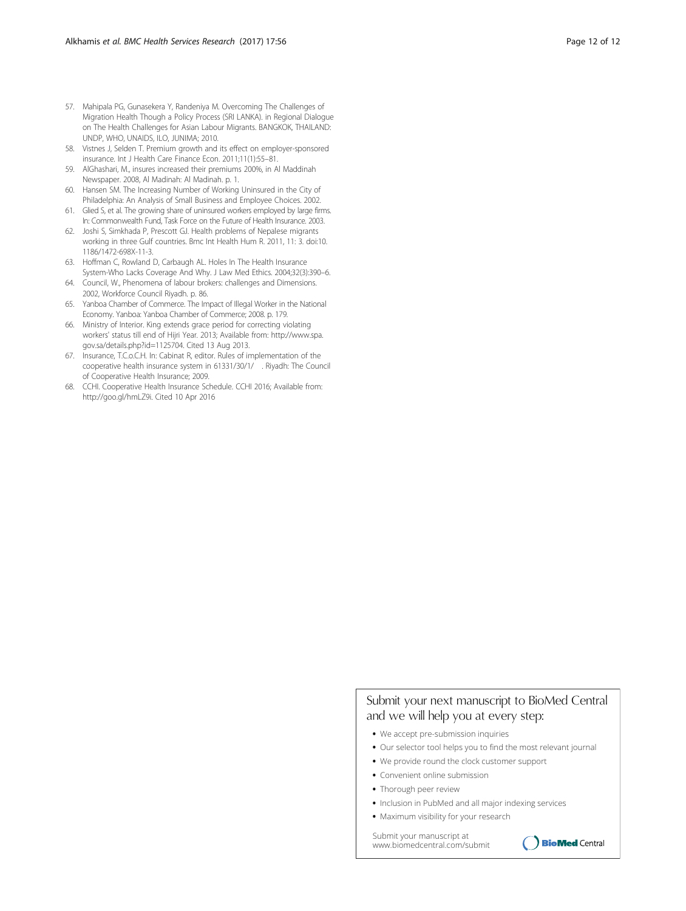57. Mahipala PG, Gunasekera Y, Randeniya M. Overcoming The Challenges of Migration Health Though a Policy Process (SRI LANKA). in Regional Dialogue on The Health Challenges for Asian Labour Migrants. BANGKOK, THAILAND: UNDP, WHO, UNAIDS, ILO, JUNIMA; 2010.
58. Vistnes J, Selden T. Premium growth and its effect on employer-sponsored insurance. Int J Health Care Finance Econ. 2011;11(1):55–81.
59. AlGhashari, M., insures increased their premiums 200%, in Al Maddinah Newspaper. 2008, Al Madinah: Al Madinah. p. 1.
60. Hansen SM. The Increasing Number of Working Uninsured in the City of Philadelphia: An Analysis of Small Business and Employee Choices. 2002.
61. Glied S, et al. The growing share of uninsured workers employed by large firms. In: Commonwealth Fund, Task Force on the Future of Health Insurance. 2003.
62. Joshi S, Simkhada P, Prescott GJ. Health problems of Nepalese migrants working in three Gulf countries. Bmc Int Health Hum R. 2011, 11: 3. doi:10.1186/1472-698X-11-3.
63. Hoffman C, Rowland D, Carbaugh AL. Holes In The Health Insurance System-Who Lacks Coverage And Why. J Law Med Ethics. 2004;32(3):390–6.
64. Council, W., Phenomena of labour brokers: challenges and Dimensions. 2002, Workforce Council Riyadh. p. 86.
65. Yanboa Chamber of Commerce. The Impact of Illegal Worker in the National Economy. Yanboa: Yanboa Chamber of Commerce; 2008. p. 179.
66. Ministry of Interior. King extends grace period for correcting violating workers' status till end of Hijri Year. 2013; Available from: http://www.spa.gov.sa/details.php?id=1125704. Cited 13 Aug 2013.
67. Insurance, T.C.o.C.H. In: Cabinat R, editor. Rules of implementation of the cooperative health insurance system in 61331/30/1/ . Riyadh: The Council of Cooperative Health Insurance; 2009.
68. CCHI. Cooperative Health Insurance Schedule. CCHI 2016; Available from: http://goo.gl/hmLZ9i. Cited 10 Apr 2016

Submit your next manuscript to BioMed Central and we will help you at every step:

- We accept pre-submission inquiries
- Our selector tool helps you to find the most relevant journal
- We provide round the clock customer support
- Convenient online submission
- Thorough peer review
- Inclusion in PubMed and all major indexing services
- Maximum visibility for your research

Submit your manuscript at www.biomedcentral.com/submit

BioMed Central